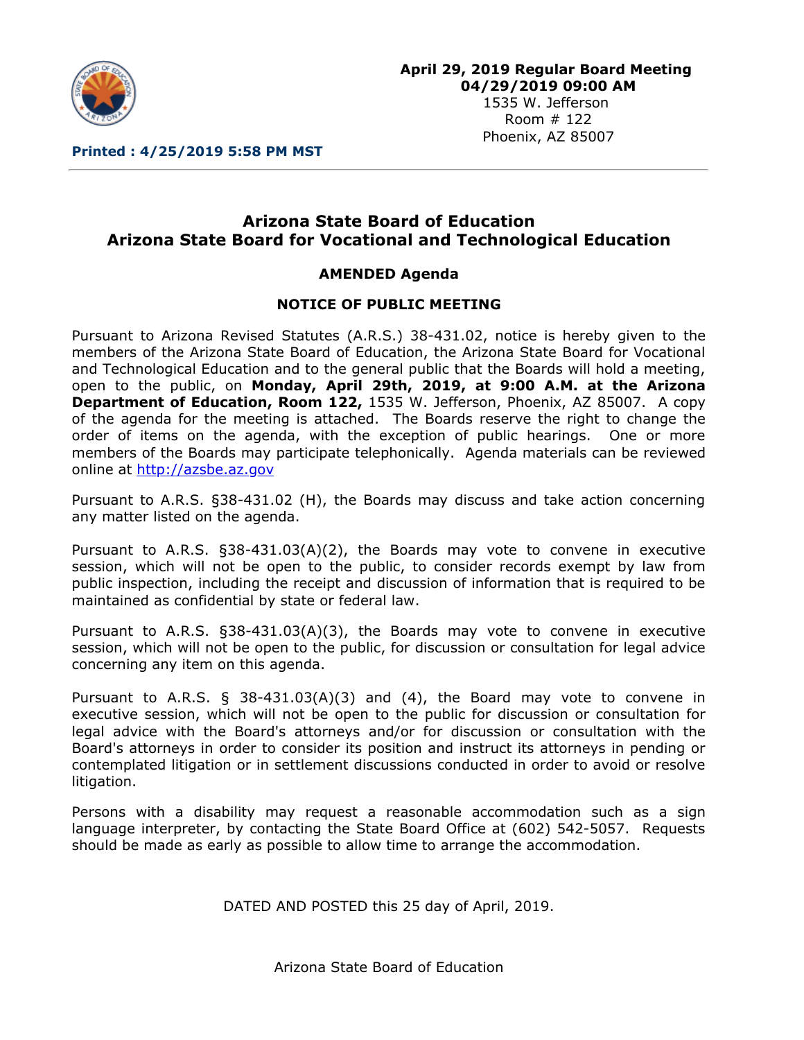**April 29, 2019 Regular Board Meeting**
**04/29/2019 09:00 AM**
1535 W. Jefferson
Room # 122
Phoenix, AZ 85007

**Printed : 4/25/2019 5:58 PM MST**

## Arizona State Board of Education
## Arizona State Board for Vocational and Technological Education

### AMENDED Agenda

### NOTICE OF PUBLIC MEETING

Pursuant to Arizona Revised Statutes (A.R.S.) 38-431.02, notice is hereby given to the members of the Arizona State Board of Education, the Arizona State Board for Vocational and Technological Education and to the general public that the Boards will hold a meeting, open to the public, on **Monday, April 29th, 2019, at 9:00 A.M. at the Arizona Department of Education, Room 122,** 1535 W. Jefferson, Phoenix, AZ 85007. A copy of the agenda for the meeting is attached. The Boards reserve the right to change the order of items on the agenda, with the exception of public hearings. One or more members of the Boards may participate telephonically. Agenda materials can be reviewed online at http://azsbe.az.gov

Pursuant to A.R.S. §38-431.02 (H), the Boards may discuss and take action concerning any matter listed on the agenda.

Pursuant to A.R.S. §38-431.03(A)(2), the Boards may vote to convene in executive session, which will not be open to the public, to consider records exempt by law from public inspection, including the receipt and discussion of information that is required to be maintained as confidential by state or federal law.

Pursuant to A.R.S. §38-431.03(A)(3), the Boards may vote to convene in executive session, which will not be open to the public, for discussion or consultation for legal advice concerning any item on this agenda.

Pursuant to A.R.S. § 38-431.03(A)(3) and (4), the Board may vote to convene in executive session, which will not be open to the public for discussion or consultation for legal advice with the Board's attorneys and/or for discussion or consultation with the Board's attorneys in order to consider its position and instruct its attorneys in pending or contemplated litigation or in settlement discussions conducted in order to avoid or resolve litigation.

Persons with a disability may request a reasonable accommodation such as a sign language interpreter, by contacting the State Board Office at (602) 542-5057. Requests should be made as early as possible to allow time to arrange the accommodation.

DATED AND POSTED this 25 day of April, 2019.

Arizona State Board of Education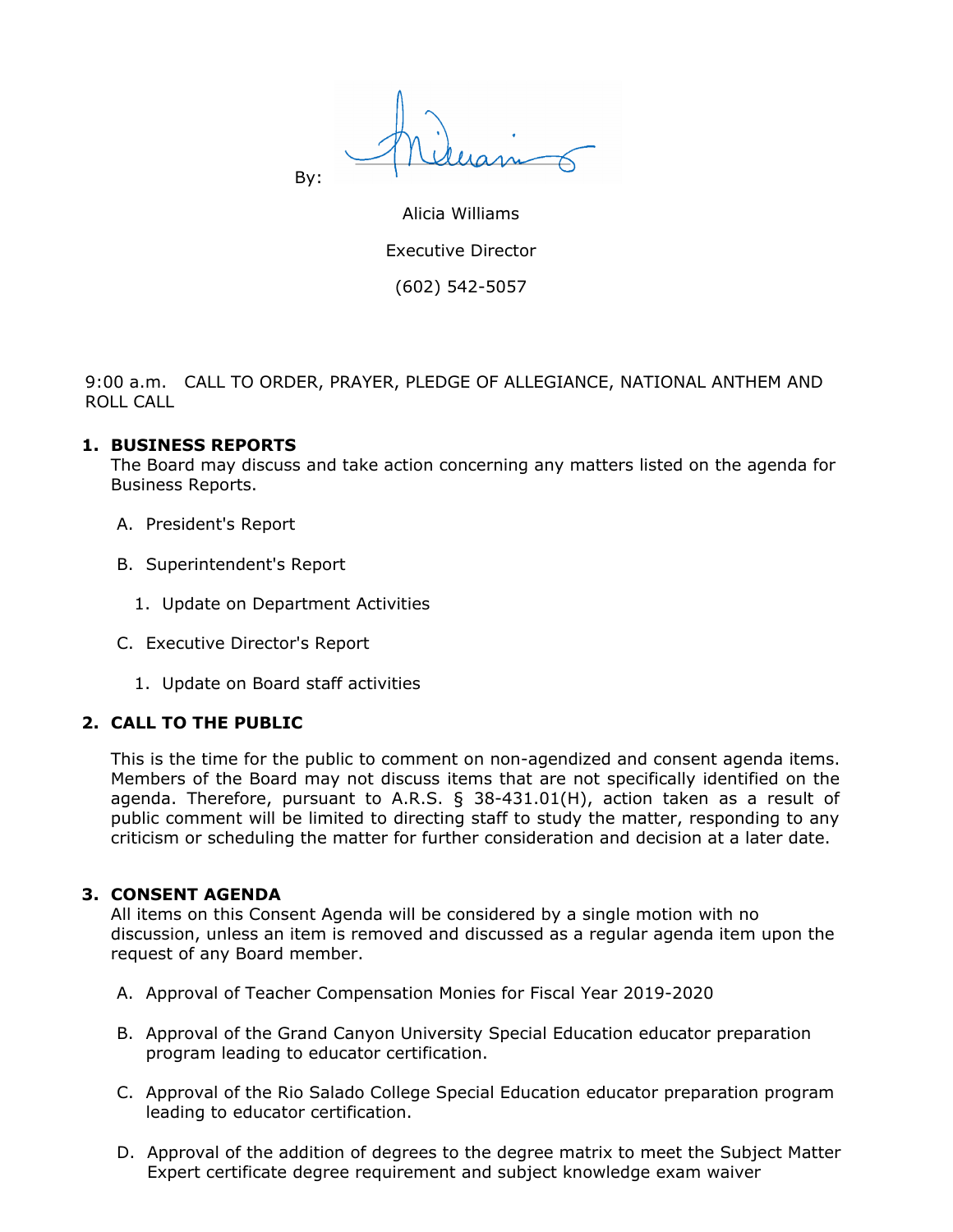By: 

Alicia Williams

Executive Director

(602) 542-5057

9:00 a.m. CALL TO ORDER, PRAYER, PLEDGE OF ALLEGIANCE, NATIONAL ANTHEM AND ROLL CALL

**1. BUSINESS REPORTS**

The Board may discuss and take action concerning any matters listed on the agenda for Business Reports.

A. President's Report

B. Superintendent's Report

1. Update on Department Activities

C. Executive Director's Report

1. Update on Board staff activities

**2. CALL TO THE PUBLIC**

This is the time for the public to comment on non-agendized and consent agenda items. Members of the Board may not discuss items that are not specifically identified on the agenda. Therefore, pursuant to A.R.S. § 38-431.01(H), action taken as a result of public comment will be limited to directing staff to study the matter, responding to any criticism or scheduling the matter for further consideration and decision at a later date.

**3. CONSENT AGENDA**

All items on this Consent Agenda will be considered by a single motion with no discussion, unless an item is removed and discussed as a regular agenda item upon the request of any Board member.

A. Approval of Teacher Compensation Monies for Fiscal Year 2019-2020

B. Approval of the Grand Canyon University Special Education educator preparation program leading to educator certification.

C. Approval of the Rio Salado College Special Education educator preparation program leading to educator certification.

D. Approval of the addition of degrees to the degree matrix to meet the Subject Matter Expert certificate degree requirement and subject knowledge exam waiver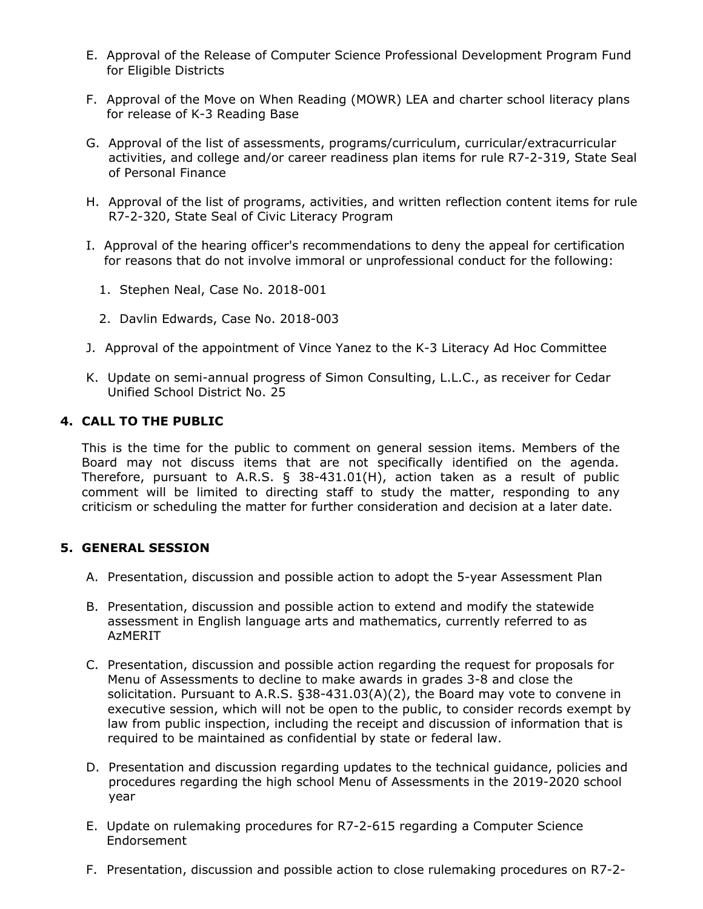E. Approval of the Release of Computer Science Professional Development Program Fund for Eligible Districts

F. Approval of the Move on When Reading (MOWR) LEA and charter school literacy plans for release of K-3 Reading Base

G. Approval of the list of assessments, programs/curriculum, curricular/extracurricular activities, and college and/or career readiness plan items for rule R7-2-319, State Seal of Personal Finance

H. Approval of the list of programs, activities, and written reflection content items for rule R7-2-320, State Seal of Civic Literacy Program

I. Approval of the hearing officer's recommendations to deny the appeal for certification for reasons that do not involve immoral or unprofessional conduct for the following:

   1. Stephen Neal, Case No. 2018-001

   2. Davlin Edwards, Case No. 2018-003

J. Approval of the appointment of Vince Yanez to the K-3 Literacy Ad Hoc Committee

K. Update on semi-annual progress of Simon Consulting, L.L.C., as receiver for Cedar Unified School District No. 25

## 4. CALL TO THE PUBLIC

This is the time for the public to comment on general session items. Members of the Board may not discuss items that are not specifically identified on the agenda. Therefore, pursuant to A.R.S. § 38-431.01(H), action taken as a result of public comment will be limited to directing staff to study the matter, responding to any criticism or scheduling the matter for further consideration and decision at a later date.

## 5. GENERAL SESSION

A. Presentation, discussion and possible action to adopt the 5-year Assessment Plan

B. Presentation, discussion and possible action to extend and modify the statewide assessment in English language arts and mathematics, currently referred to as AzMERIT

C. Presentation, discussion and possible action regarding the request for proposals for Menu of Assessments to decline to make awards in grades 3-8 and close the solicitation. Pursuant to A.R.S. §38-431.03(A)(2), the Board may vote to convene in executive session, which will not be open to the public, to consider records exempt by law from public inspection, including the receipt and discussion of information that is required to be maintained as confidential by state or federal law.

D. Presentation and discussion regarding updates to the technical guidance, policies and procedures regarding the high school Menu of Assessments in the 2019-2020 school year

E. Update on rulemaking procedures for R7-2-615 regarding a Computer Science Endorsement

F. Presentation, discussion and possible action to close rulemaking procedures on R7-2-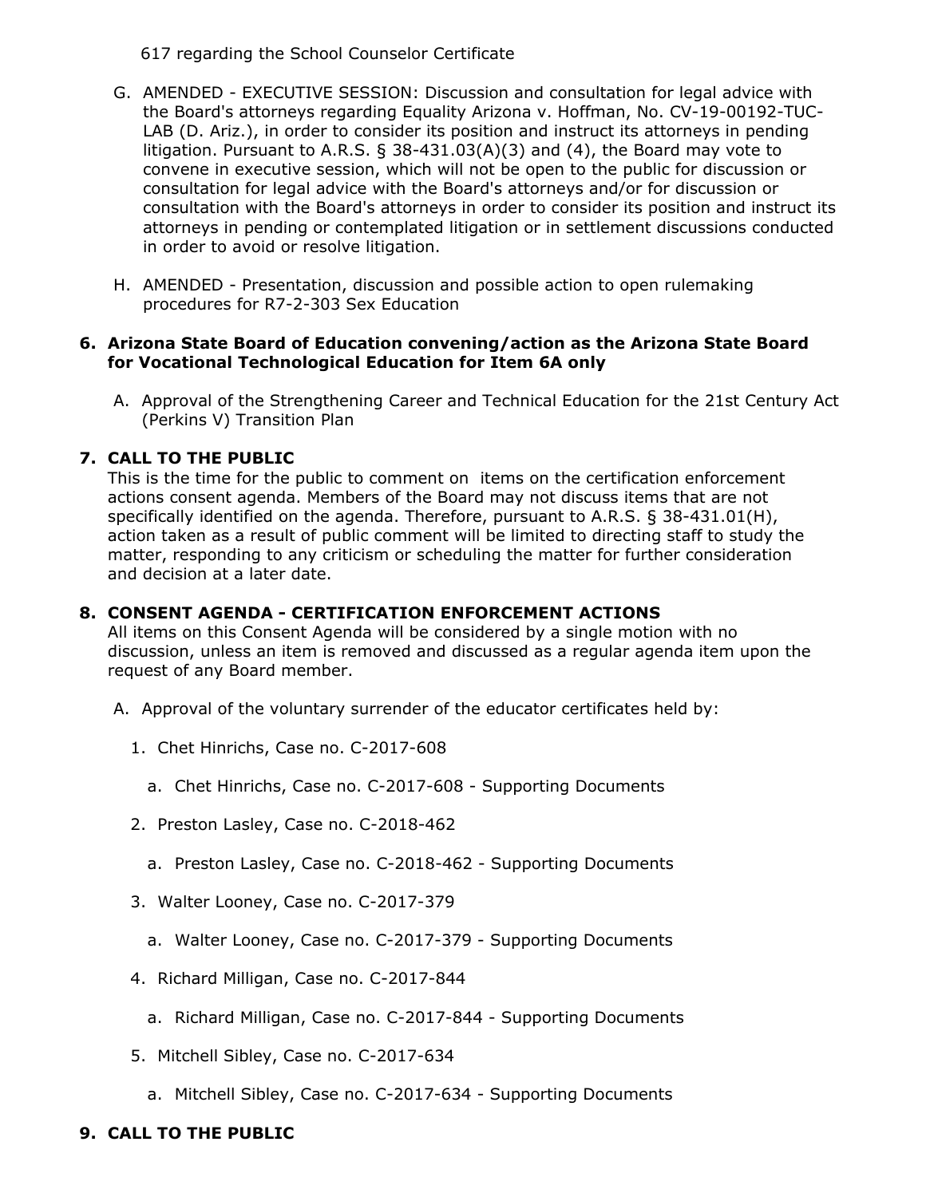617 regarding the School Counselor Certificate

G. AMENDED - EXECUTIVE SESSION: Discussion and consultation for legal advice with the Board's attorneys regarding Equality Arizona v. Hoffman, No. CV-19-00192-TUC-LAB (D. Ariz.), in order to consider its position and instruct its attorneys in pending litigation. Pursuant to A.R.S. § 38-431.03(A)(3) and (4), the Board may vote to convene in executive session, which will not be open to the public for discussion or consultation for legal advice with the Board's attorneys and/or for discussion or consultation with the Board's attorneys in order to consider its position and instruct its attorneys in pending or contemplated litigation or in settlement discussions conducted in order to avoid or resolve litigation.

H. AMENDED - Presentation, discussion and possible action to open rulemaking procedures for R7-2-303 Sex Education

**6. Arizona State Board of Education convening/action as the Arizona State Board for Vocational Technological Education for Item 6A only**

A. Approval of the Strengthening Career and Technical Education for the 21st Century Act (Perkins V) Transition Plan

**7. CALL TO THE PUBLIC**

This is the time for the public to comment on items on the certification enforcement actions consent agenda. Members of the Board may not discuss items that are not specifically identified on the agenda. Therefore, pursuant to A.R.S. § 38-431.01(H), action taken as a result of public comment will be limited to directing staff to study the matter, responding to any criticism or scheduling the matter for further consideration and decision at a later date.

**8. CONSENT AGENDA - CERTIFICATION ENFORCEMENT ACTIONS**

All items on this Consent Agenda will be considered by a single motion with no discussion, unless an item is removed and discussed as a regular agenda item upon the request of any Board member.

A. Approval of the voluntary surrender of the educator certificates held by:

1. Chet Hinrichs, Case no. C-2017-608
   - a. Chet Hinrichs, Case no. C-2017-608 - Supporting Documents
2. Preston Lasley, Case no. C-2018-462
   - a. Preston Lasley, Case no. C-2018-462 - Supporting Documents
3. Walter Looney, Case no. C-2017-379
   - a. Walter Looney, Case no. C-2017-379 - Supporting Documents
4. Richard Milligan, Case no. C-2017-844
   - a. Richard Milligan, Case no. C-2017-844 - Supporting Documents
5. Mitchell Sibley, Case no. C-2017-634
   - a. Mitchell Sibley, Case no. C-2017-634 - Supporting Documents

**9. CALL TO THE PUBLIC**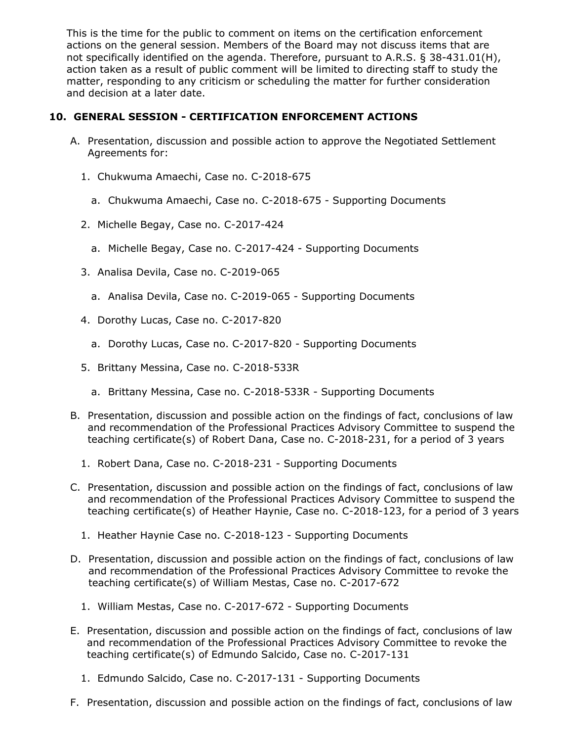This is the time for the public to comment on items on the certification enforcement actions on the general session. Members of the Board may not discuss items that are not specifically identified on the agenda. Therefore, pursuant to A.R.S. § 38-431.01(H), action taken as a result of public comment will be limited to directing staff to study the matter, responding to any criticism or scheduling the matter for further consideration and decision at a later date.

## 10. GENERAL SESSION - CERTIFICATION ENFORCEMENT ACTIONS

A. Presentation, discussion and possible action to approve the Negotiated Settlement Agreements for:

   1. Chukwuma Amaechi, Case no. C-2018-675

      a. Chukwuma Amaechi, Case no. C-2018-675 - Supporting Documents

   2. Michelle Begay, Case no. C-2017-424

      a. Michelle Begay, Case no. C-2017-424 - Supporting Documents

   3. Analisa Devila, Case no. C-2019-065

      a. Analisa Devila, Case no. C-2019-065 - Supporting Documents

   4. Dorothy Lucas, Case no. C-2017-820

      a. Dorothy Lucas, Case no. C-2017-820 - Supporting Documents

   5. Brittany Messina, Case no. C-2018-533R

      a. Brittany Messina, Case no. C-2018-533R - Supporting Documents

B. Presentation, discussion and possible action on the findings of fact, conclusions of law and recommendation of the Professional Practices Advisory Committee to suspend the teaching certificate(s) of Robert Dana, Case no. C-2018-231, for a period of 3 years

   1. Robert Dana, Case no. C-2018-231 - Supporting Documents

C. Presentation, discussion and possible action on the findings of fact, conclusions of law and recommendation of the Professional Practices Advisory Committee to suspend the teaching certificate(s) of Heather Haynie, Case no. C-2018-123, for a period of 3 years

   1. Heather Haynie Case no. C-2018-123 - Supporting Documents

D. Presentation, discussion and possible action on the findings of fact, conclusions of law and recommendation of the Professional Practices Advisory Committee to revoke the teaching certificate(s) of William Mestas, Case no. C-2017-672

   1. William Mestas, Case no. C-2017-672 - Supporting Documents

E. Presentation, discussion and possible action on the findings of fact, conclusions of law and recommendation of the Professional Practices Advisory Committee to revoke the teaching certificate(s) of Edmundo Salcido, Case no. C-2017-131

   1. Edmundo Salcido, Case no. C-2017-131 - Supporting Documents

F. Presentation, discussion and possible action on the findings of fact, conclusions of law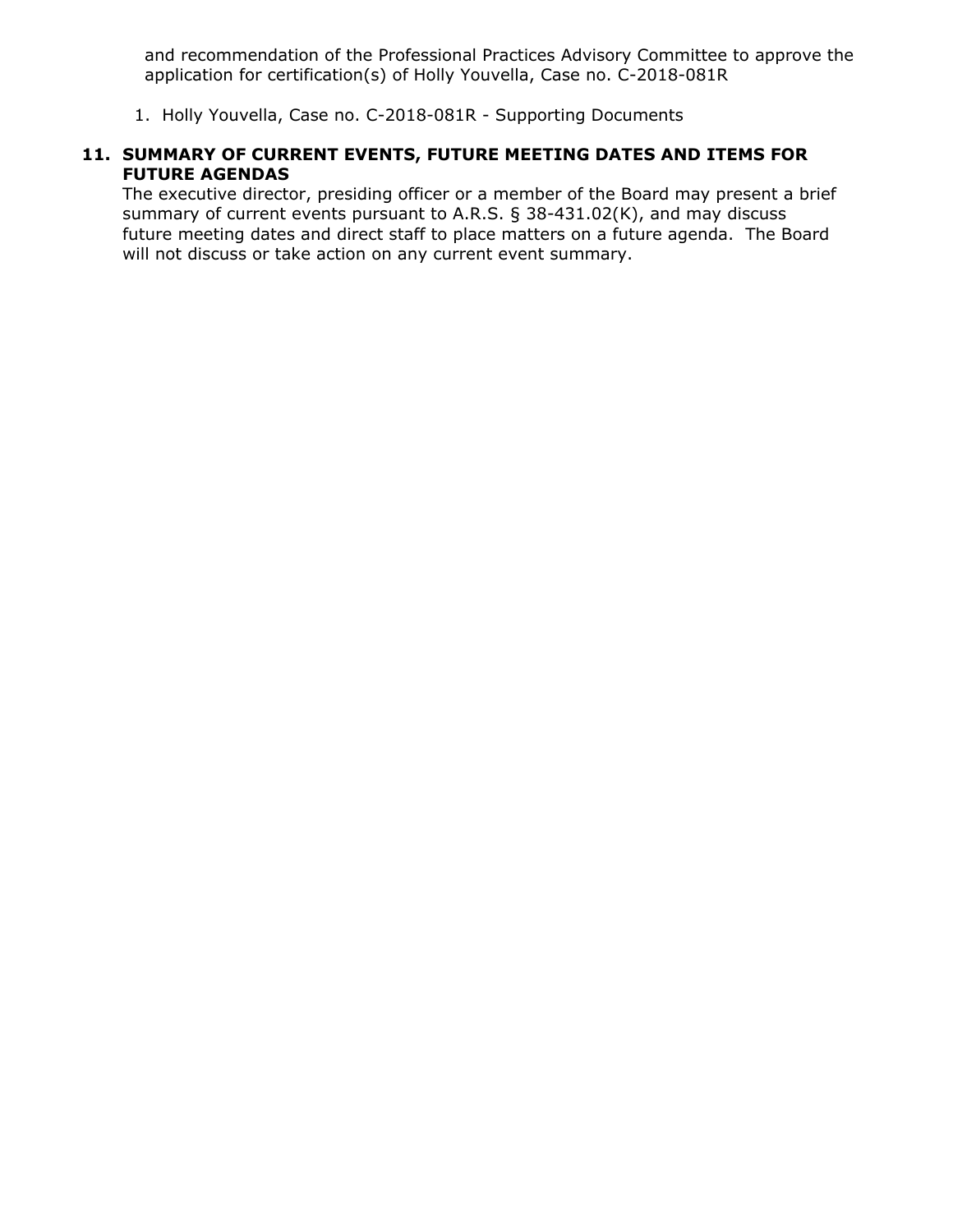and recommendation of the Professional Practices Advisory Committee to approve the application for certification(s) of Holly Youvella, Case no. C-2018-081R

1. Holly Youvella, Case no. C-2018-081R - Supporting Documents

**11. SUMMARY OF CURRENT EVENTS, FUTURE MEETING DATES AND ITEMS FOR FUTURE AGENDAS**

The executive director, presiding officer or a member of the Board may present a brief summary of current events pursuant to A.R.S. § 38-431.02(K), and may discuss future meeting dates and direct staff to place matters on a future agenda. The Board will not discuss or take action on any current event summary.